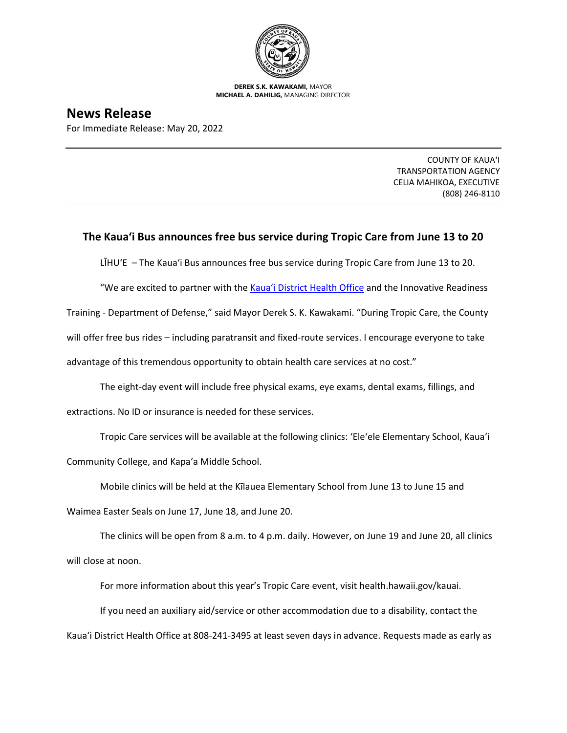**DEREK S.K. KAWAKAMI,** MAYOR
**MICHAEL A. DAHILIG,** MANAGING DIRECTOR

# News Release

For Immediate Release: May 20, 2022

COUNTY OF KAUAʻI
TRANSPORTATION AGENCY
CELIA MAHIKOA, EXECUTIVE
(808) 246-8110

## The Kauaʻi Bus announces free bus service during Tropic Care from June 13 to 20

LĪHUʻE – The Kauaʻi Bus announces free bus service during Tropic Care from June 13 to 20.

"We are excited to partner with the [Kauaʻi District Health Office]() and the Innovative Readiness Training - Department of Defense," said Mayor Derek S. K. Kawakami. "During Tropic Care, the County will offer free bus rides – including paratransit and fixed-route services. I encourage everyone to take advantage of this tremendous opportunity to obtain health care services at no cost."

The eight-day event will include free physical exams, eye exams, dental exams, fillings, and extractions. No ID or insurance is needed for these services.

Tropic Care services will be available at the following clinics: ʻEleʻele Elementary School, Kauaʻi Community College, and Kapaʻa Middle School.

Mobile clinics will be held at the Kīlauea Elementary School from June 13 to June 15 and Waimea Easter Seals on June 17, June 18, and June 20.

The clinics will be open from 8 a.m. to 4 p.m. daily. However, on June 19 and June 20, all clinics will close at noon.

For more information about this year's Tropic Care event, visit health.hawaii.gov/kauai.

If you need an auxiliary aid/service or other accommodation due to a disability, contact the Kauaʻi District Health Office at 808-241-3495 at least seven days in advance. Requests made as early as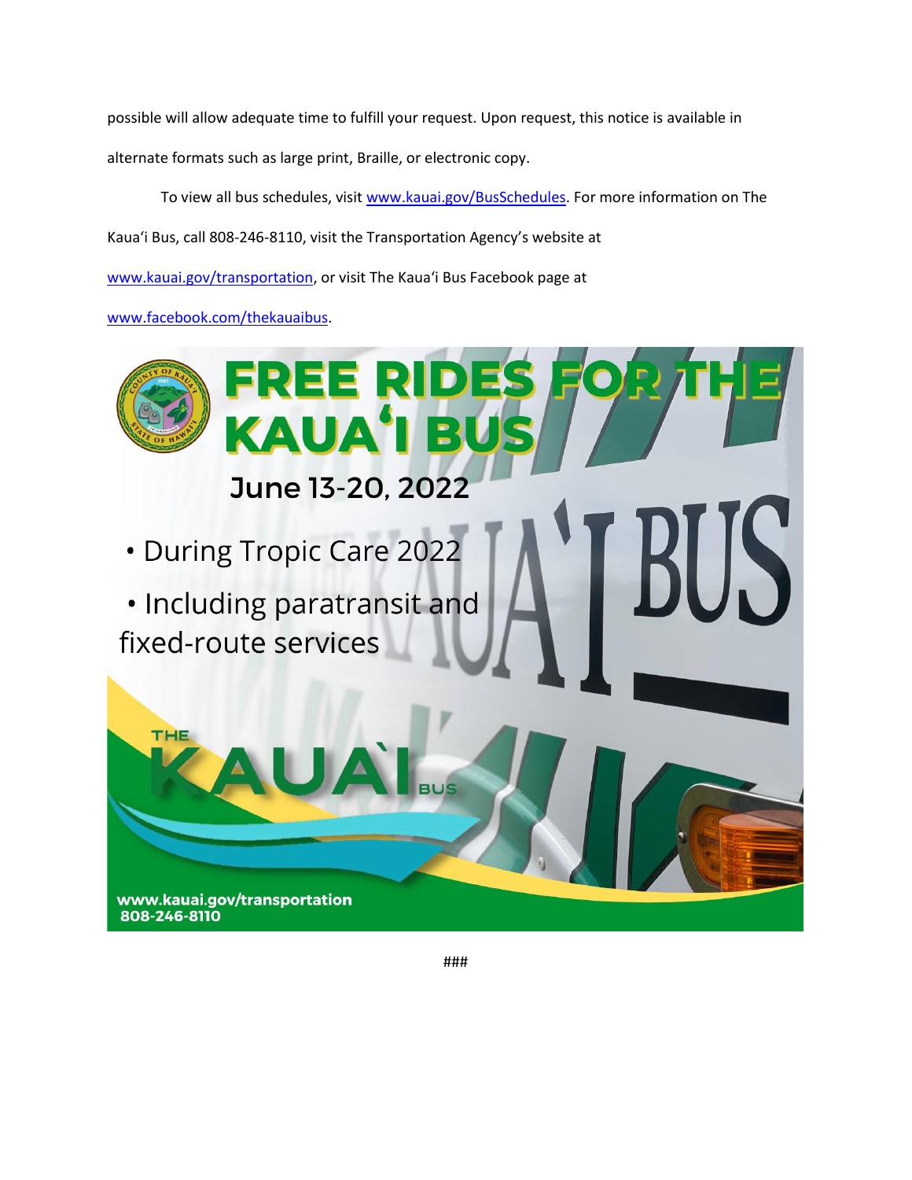possible will allow adequate time to fulfill your request. Upon request, this notice is available in alternate formats such as large print, Braille, or electronic copy.

To view all bus schedules, visit www.kauai.gov/BusSchedules. For more information on The Kaua'i Bus, call 808-246-8110, visit the Transportation Agency's website at www.kauai.gov/transportation, or visit The Kaua'i Bus Facebook page at www.facebook.com/thekauaibus.

**FREE RIDES FOR THE KAUA'I BUS**

June 13-20, 2022

- During Tropic Care 2022
- Including paratransit and fixed-route services

THE KAUA'I BUS

www.kauai.gov/transportation
808-246-8110

###